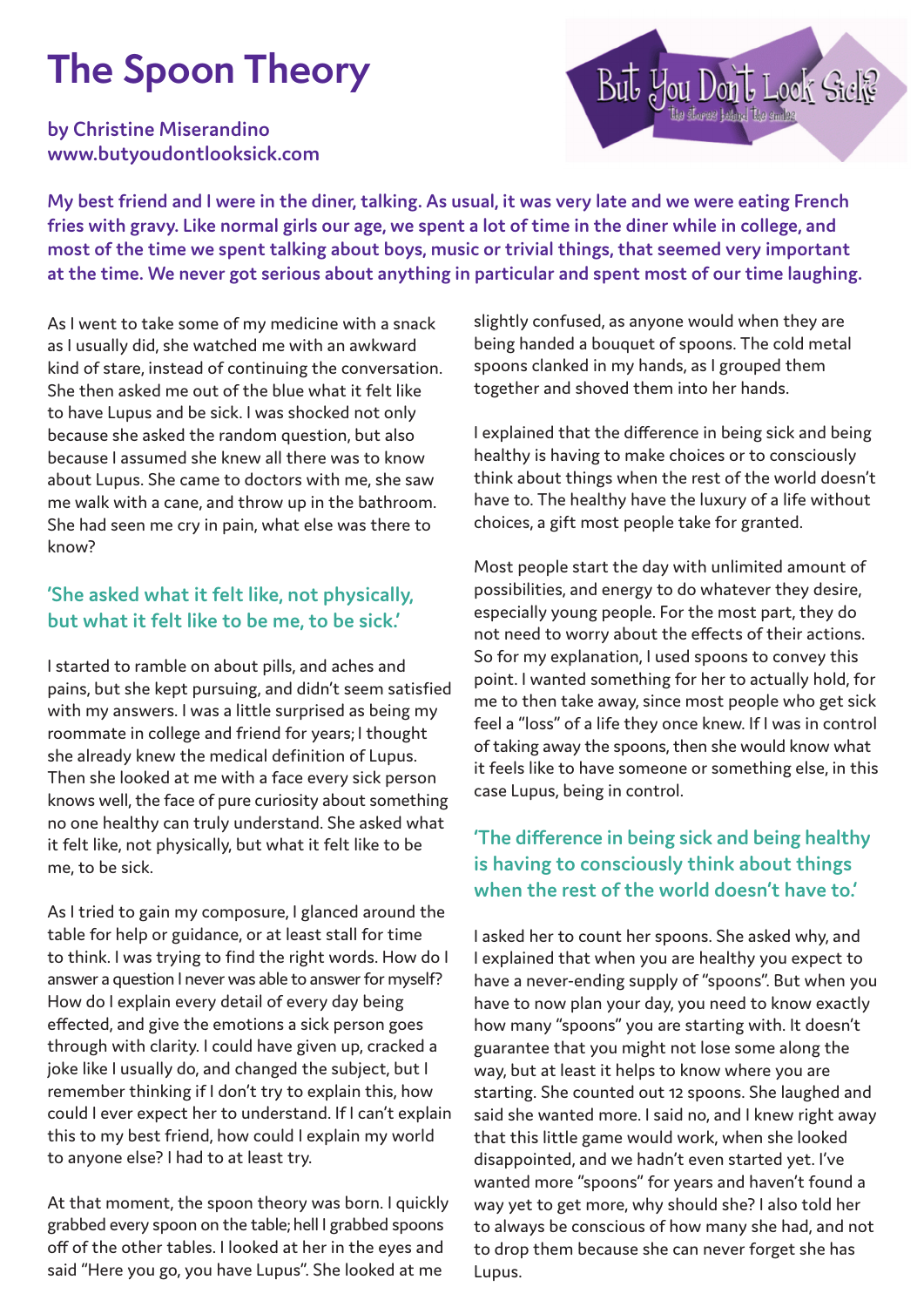# The Spoon Theory

**by Christine Miserandino**
**www.butyoudontlooksick.com**

But You Don't Look Sick? The stories behind the smiles

**My best friend and I were in the diner, talking. As usual, it was very late and we were eating French fries with gravy. Like normal girls our age, we spent a lot of time in the diner while in college, and most of the time we spent talking about boys, music or trivial things, that seemed very important at the time. We never got serious about anything in particular and spent most of our time laughing.**

As I went to take some of my medicine with a snack as I usually did, she watched me with an awkward kind of stare, instead of continuing the conversation. She then asked me out of the blue what it felt like to have Lupus and be sick. I was shocked not only because she asked the random question, but also because I assumed she knew all there was to know about Lupus. She came to doctors with me, she saw me walk with a cane, and throw up in the bathroom. She had seen me cry in pain, what else was there to know?

> 'She asked what it felt like, not physically, but what it felt like to be me, to be sick.'

I started to ramble on about pills, and aches and pains, but she kept pursuing, and didn't seem satisfied with my answers. I was a little surprised as being my roommate in college and friend for years; I thought she already knew the medical definition of Lupus. Then she looked at me with a face every sick person knows well, the face of pure curiosity about something no one healthy can truly understand. She asked what it felt like, not physically, but what it felt like to be me, to be sick.

As I tried to gain my composure, I glanced around the table for help or guidance, or at least stall for time to think. I was trying to find the right words. How do I answer a question I never was able to answer for myself? How do I explain every detail of every day being effected, and give the emotions a sick person goes through with clarity. I could have given up, cracked a joke like I usually do, and changed the subject, but I remember thinking if I don't try to explain this, how could I ever expect her to understand. If I can't explain this to my best friend, how could I explain my world to anyone else? I had to at least try.

At that moment, the spoon theory was born. I quickly grabbed every spoon on the table; hell I grabbed spoons off of the other tables. I looked at her in the eyes and said "Here you go, you have Lupus". She looked at me slightly confused, as anyone would when they are being handed a bouquet of spoons. The cold metal spoons clanked in my hands, as I grouped them together and shoved them into her hands.

I explained that the difference in being sick and being healthy is having to make choices or to consciously think about things when the rest of the world doesn't have to. The healthy have the luxury of a life without choices, a gift most people take for granted.

Most people start the day with unlimited amount of possibilities, and energy to do whatever they desire, especially young people. For the most part, they do not need to worry about the effects of their actions. So for my explanation, I used spoons to convey this point. I wanted something for her to actually hold, for me to then take away, since most people who get sick feel a "loss" of a life they once knew. If I was in control of taking away the spoons, then she would know what it feels like to have someone or something else, in this case Lupus, being in control.

> 'The difference in being sick and being healthy is having to consciously think about things when the rest of the world doesn't have to.'

I asked her to count her spoons. She asked why, and I explained that when you are healthy you expect to have a never-ending supply of "spoons". But when you have to now plan your day, you need to know exactly how many "spoons" you are starting with. It doesn't guarantee that you might not lose some along the way, but at least it helps to know where you are starting. She counted out 12 spoons. She laughed and said she wanted more. I said no, and I knew right away that this little game would work, when she looked disappointed, and we hadn't even started yet. I've wanted more "spoons" for years and haven't found a way yet to get more, why should she? I also told her to always be conscious of how many she had, and not to drop them because she can never forget she has Lupus.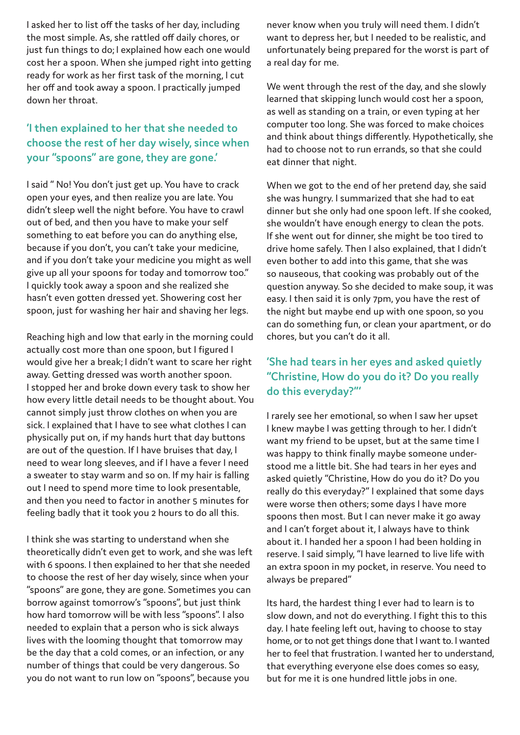I asked her to list off the tasks of her day, including the most simple. As, she rattled off daily chores, or just fun things to do; I explained how each one would cost her a spoon. When she jumped right into getting ready for work as her first task of the morning, I cut her off and took away a spoon. I practically jumped down her throat.

## 'I then explained to her that she needed to choose the rest of her day wisely, since when your "spoons" are gone, they are gone.'

I said " No! You don't just get up. You have to crack open your eyes, and then realize you are late. You didn't sleep well the night before. You have to crawl out of bed, and then you have to make your self something to eat before you can do anything else, because if you don't, you can't take your medicine, and if you don't take your medicine you might as well give up all your spoons for today and tomorrow too." I quickly took away a spoon and she realized she hasn't even gotten dressed yet. Showering cost her spoon, just for washing her hair and shaving her legs.

Reaching high and low that early in the morning could actually cost more than one spoon, but I figured I would give her a break; I didn't want to scare her right away. Getting dressed was worth another spoon. I stopped her and broke down every task to show her how every little detail needs to be thought about. You cannot simply just throw clothes on when you are sick. I explained that I have to see what clothes I can physically put on, if my hands hurt that day buttons are out of the question. If I have bruises that day, I need to wear long sleeves, and if I have a fever I need a sweater to stay warm and so on. If my hair is falling out I need to spend more time to look presentable, and then you need to factor in another 5 minutes for feeling badly that it took you 2 hours to do all this.

I think she was starting to understand when she theoretically didn't even get to work, and she was left with 6 spoons. I then explained to her that she needed to choose the rest of her day wisely, since when your "spoons" are gone, they are gone. Sometimes you can borrow against tomorrow's "spoons", but just think how hard tomorrow will be with less "spoons". I also needed to explain that a person who is sick always lives with the looming thought that tomorrow may be the day that a cold comes, or an infection, or any number of things that could be very dangerous. So you do not want to run low on "spoons", because you never know when you truly will need them. I didn't want to depress her, but I needed to be realistic, and unfortunately being prepared for the worst is part of a real day for me.

We went through the rest of the day, and she slowly learned that skipping lunch would cost her a spoon, as well as standing on a train, or even typing at her computer too long. She was forced to make choices and think about things differently. Hypothetically, she had to choose not to run errands, so that she could eat dinner that night.

When we got to the end of her pretend day, she said she was hungry. I summarized that she had to eat dinner but she only had one spoon left. If she cooked, she wouldn't have enough energy to clean the pots. If she went out for dinner, she might be too tired to drive home safely. Then I also explained, that I didn't even bother to add into this game, that she was so nauseous, that cooking was probably out of the question anyway. So she decided to make soup, it was easy. I then said it is only 7pm, you have the rest of the night but maybe end up with one spoon, so you can do something fun, or clean your apartment, or do chores, but you can't do it all.

## 'She had tears in her eyes and asked quietly "Christine, How do you do it? Do you really do this everyday?"'

I rarely see her emotional, so when I saw her upset I knew maybe I was getting through to her. I didn't want my friend to be upset, but at the same time I was happy to think finally maybe someone understood me a little bit. She had tears in her eyes and asked quietly "Christine, How do you do it? Do you really do this everyday?" I explained that some days were worse then others; some days I have more spoons then most. But I can never make it go away and I can't forget about it, I always have to think about it. I handed her a spoon I had been holding in reserve. I said simply, "I have learned to live life with an extra spoon in my pocket, in reserve. You need to always be prepared"

Its hard, the hardest thing I ever had to learn is to slow down, and not do everything. I fight this to this day. I hate feeling left out, having to choose to stay home, or to not get things done that I want to. I wanted her to feel that frustration. I wanted her to understand, that everything everyone else does comes so easy, but for me it is one hundred little jobs in one.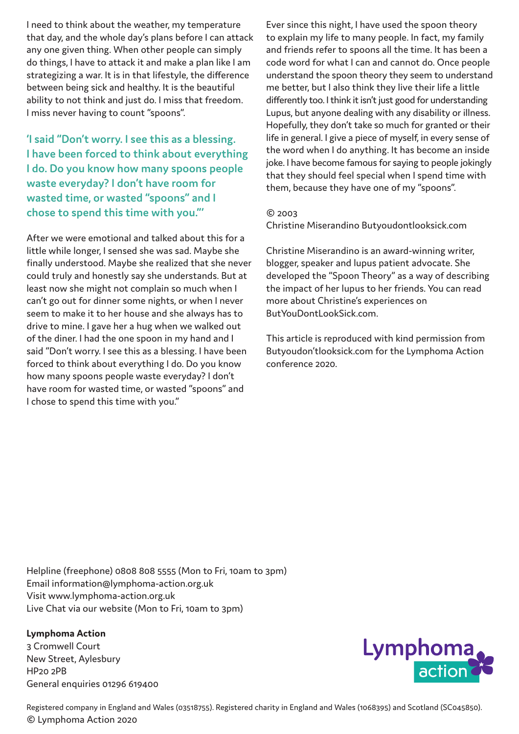I need to think about the weather, my temperature that day, and the whole day's plans before I can attack any one given thing. When other people can simply do things, I have to attack it and make a plan like I am strategizing a war. It is in that lifestyle, the difference between being sick and healthy. It is the beautiful ability to not think and just do. I miss that freedom. I miss never having to count "spoons".

**'I said "Don't worry. I see this as a blessing. I have been forced to think about everything I do. Do you know how many spoons people waste everyday? I don't have room for wasted time, or wasted "spoons" and I chose to spend this time with you."'**

After we were emotional and talked about this for a little while longer, I sensed she was sad. Maybe she finally understood. Maybe she realized that she never could truly and honestly say she understands. But at least now she might not complain so much when I can't go out for dinner some nights, or when I never seem to make it to her house and she always has to drive to mine. I gave her a hug when we walked out of the diner. I had the one spoon in my hand and I said "Don't worry. I see this as a blessing. I have been forced to think about everything I do. Do you know how many spoons people waste everyday? I don't have room for wasted time, or wasted "spoons" and I chose to spend this time with you."

Ever since this night, I have used the spoon theory to explain my life to many people. In fact, my family and friends refer to spoons all the time. It has been a code word for what I can and cannot do. Once people understand the spoon theory they seem to understand me better, but I also think they live their life a little differently too. I think it isn't just good for understanding Lupus, but anyone dealing with any disability or illness. Hopefully, they don't take so much for granted or their life in general. I give a piece of myself, in every sense of the word when I do anything. It has become an inside joke. I have become famous for saying to people jokingly that they should feel special when I spend time with them, because they have one of my "spoons".

© 2003
Christine Miserandino Butyoudontlooksick.com

Christine Miserandino is an award-winning writer, blogger, speaker and lupus patient advocate. She developed the "Spoon Theory" as a way of describing the impact of her lupus to her friends. You can read more about Christine's experiences on ButYouDontLookSick.com.

This article is reproduced with kind permission from Butyoudon'tlooksick.com for the Lymphoma Action conference 2020.

Helpline (freephone) 0808 808 5555 (Mon to Fri, 10am to 3pm)
Email information@lymphoma-action.org.uk
Visit www.lymphoma-action.org.uk
Live Chat via our website (Mon to Fri, 10am to 3pm)

**Lymphoma Action**
3 Cromwell Court
New Street, Aylesbury
HP20 2PB
General enquiries 01296 619400

Lymphoma action

Registered company in England and Wales (03518755). Registered charity in England and Wales (1068395) and Scotland (SC045850).
© Lymphoma Action 2020